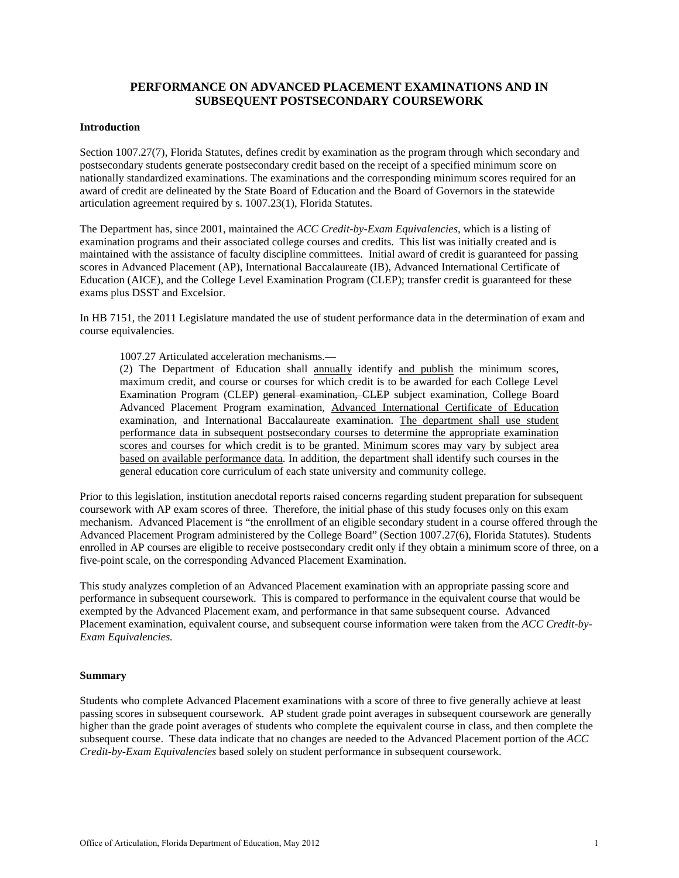# PERFORMANCE ON ADVANCED PLACEMENT EXAMINATIONS AND IN SUBSEQUENT POSTSECONDARY COURSEWORK

## Introduction

Section 1007.27(7), Florida Statutes, defines credit by examination as the program through which secondary and postsecondary students generate postsecondary credit based on the receipt of a specified minimum score on nationally standardized examinations. The examinations and the corresponding minimum scores required for an award of credit are delineated by the State Board of Education and the Board of Governors in the statewide articulation agreement required by s. 1007.23(1), Florida Statutes.

The Department has, since 2001, maintained the *ACC Credit-by-Exam Equivalencies*, which is a listing of examination programs and their associated college courses and credits. This list was initially created and is maintained with the assistance of faculty discipline committees. Initial award of credit is guaranteed for passing scores in Advanced Placement (AP), International Baccalaureate (IB), Advanced International Certificate of Education (AICE), and the College Level Examination Program (CLEP); transfer credit is guaranteed for these exams plus DSST and Excelsior.

In HB 7151, the 2011 Legislature mandated the use of student performance data in the determination of exam and course equivalencies.

> 1007.27 Articulated acceleration mechanisms.—
> (2) The Department of Education shall <u>annually</u> identify <u>and publish</u> the minimum scores, maximum credit, and course or courses for which credit is to be awarded for each College Level Examination Program (CLEP) ~~general examination, CLEP~~ subject examination, College Board Advanced Placement Program examination, <u>Advanced International Certificate of Education</u> examination, and International Baccalaureate examination. <u>The department shall use student performance data in subsequent postsecondary courses to determine the appropriate examination scores and courses for which credit is to be granted. Minimum scores may vary by subject area based on available performance data</u>. In addition, the department shall identify such courses in the general education core curriculum of each state university and community college.

Prior to this legislation, institution anecdotal reports raised concerns regarding student preparation for subsequent coursework with AP exam scores of three. Therefore, the initial phase of this study focuses only on this exam mechanism. Advanced Placement is "the enrollment of an eligible secondary student in a course offered through the Advanced Placement Program administered by the College Board" (Section 1007.27(6), Florida Statutes). Students enrolled in AP courses are eligible to receive postsecondary credit only if they obtain a minimum score of three, on a five-point scale, on the corresponding Advanced Placement Examination.

This study analyzes completion of an Advanced Placement examination with an appropriate passing score and performance in subsequent coursework. This is compared to performance in the equivalent course that would be exempted by the Advanced Placement exam, and performance in that same subsequent course. Advanced Placement examination, equivalent course, and subsequent course information were taken from the *ACC Credit-by-Exam Equivalencies.*

## Summary

Students who complete Advanced Placement examinations with a score of three to five generally achieve at least passing scores in subsequent coursework. AP student grade point averages in subsequent coursework are generally higher than the grade point averages of students who complete the equivalent course in class, and then complete the subsequent course. These data indicate that no changes are needed to the Advanced Placement portion of the *ACC Credit-by-Exam Equivalencies* based solely on student performance in subsequent coursework.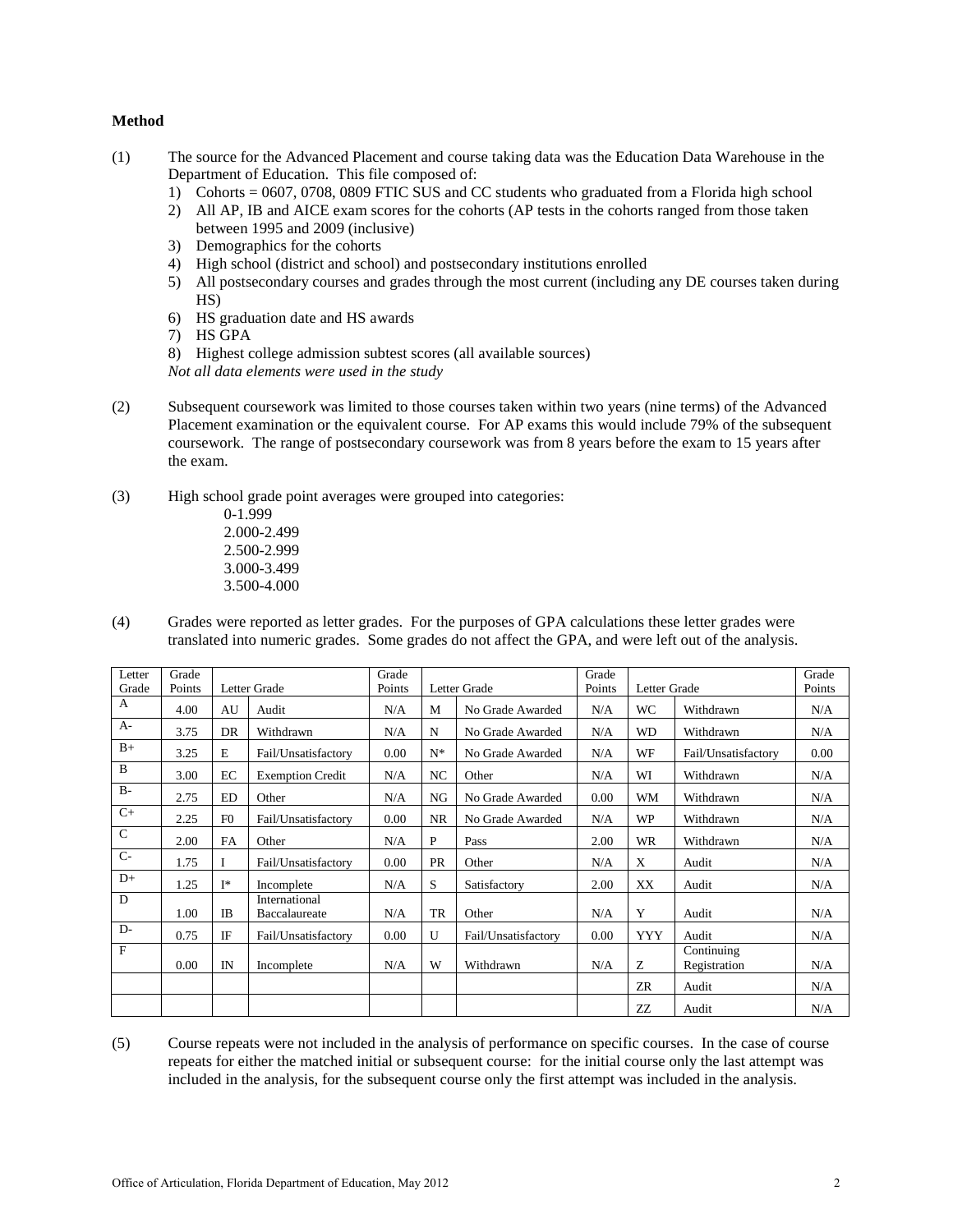**Method**

(1) The source for the Advanced Placement and course taking data was the Education Data Warehouse in the Department of Education. This file composed of:

1) Cohorts = 0607, 0708, 0809 FTIC SUS and CC students who graduated from a Florida high school
2) All AP, IB and AICE exam scores for the cohorts (AP tests in the cohorts ranged from those taken between 1995 and 2009 (inclusive)
3) Demographics for the cohorts
4) High school (district and school) and postsecondary institutions enrolled
5) All postsecondary courses and grades through the most current (including any DE courses taken during HS)
6) HS graduation date and HS awards
7) HS GPA
8) Highest college admission subtest scores (all available sources)

*Not all data elements were used in the study*

(2) Subsequent coursework was limited to those courses taken within two years (nine terms) of the Advanced Placement examination or the equivalent course. For AP exams this would include 79% of the subsequent coursework. The range of postsecondary coursework was from 8 years before the exam to 15 years after the exam.

(3) High school grade point averages were grouped into categories:

0-1.999
2.000-2.499
2.500-2.999
3.000-3.499
3.500-4.000

(4) Grades were reported as letter grades. For the purposes of GPA calculations these letter grades were translated into numeric grades. Some grades do not affect the GPA, and were left out of the analysis.

| Letter Grade | Grade Points | Letter Grade | | Grade Points | Letter Grade | | Grade Points | Letter Grade | | Grade Points |
|---|---|---|---|---|---|---|---|---|---|---|
| A | 4.00 | AU | Audit | N/A | M | No Grade Awarded | N/A | WC | Withdrawn | N/A |
| A- | 3.75 | DR | Withdrawn | N/A | N | No Grade Awarded | N/A | WD | Withdrawn | N/A |
| B+ | 3.25 | E | Fail/Unsatisfactory | 0.00 | N* | No Grade Awarded | N/A | WF | Fail/Unsatisfactory | 0.00 |
| B | 3.00 | EC | Exemption Credit | N/A | NC | Other | N/A | WI | Withdrawn | N/A |
| B- | 2.75 | ED | Other | N/A | NG | No Grade Awarded | 0.00 | WM | Withdrawn | N/A |
| C+ | 2.25 | F0 | Fail/Unsatisfactory | 0.00 | NR | No Grade Awarded | N/A | WP | Withdrawn | N/A |
| C | 2.00 | FA | Other | N/A | P | Pass | 2.00 | WR | Withdrawn | N/A |
| C- | 1.75 | I | Fail/Unsatisfactory | 0.00 | PR | Other | N/A | X | Audit | N/A |
| D+ | 1.25 | I* | Incomplete | N/A | S | Satisfactory | 2.00 | XX | Audit | N/A |
| D | 1.00 | IB | International Baccalaureate | N/A | TR | Other | N/A | Y | Audit | N/A |
| D- | 0.75 | IF | Fail/Unsatisfactory | 0.00 | U | Fail/Unsatisfactory | 0.00 | YYY | Audit | N/A |
| F | 0.00 | IN | Incomplete | N/A | W | Withdrawn | N/A | Z | Continuing Registration | N/A |
| | | | | | | | | ZR | Audit | N/A |
| | | | | | | | | ZZ | Audit | N/A |

(5) Course repeats were not included in the analysis of performance on specific courses. In the case of course repeats for either the matched initial or subsequent course: for the initial course only the last attempt was included in the analysis, for the subsequent course only the first attempt was included in the analysis.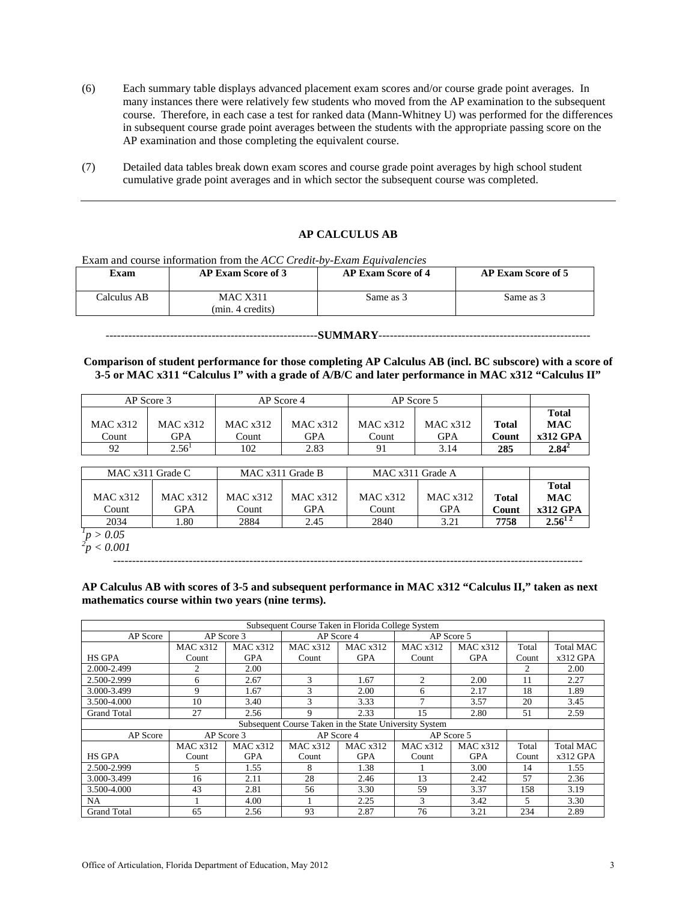(6) Each summary table displays advanced placement exam scores and/or course grade point averages. In many instances there were relatively few students who moved from the AP examination to the subsequent course. Therefore, in each case a test for ranked data (Mann-Whitney U) was performed for the differences in subsequent course grade point averages between the students with the appropriate passing score on the AP examination and those completing the equivalent course.

(7) Detailed data tables break down exam scores and course grade point averages by high school student cumulative grade point averages and in which sector the subsequent course was completed.

---

## AP CALCULUS AB

Exam and course information from the *ACC Credit-by-Exam Equivalencies*

| Exam | AP Exam Score of 3 | AP Exam Score of 4 | AP Exam Score of 5 |
|---|---|---|---|
| Calculus AB | MAC X311 (min. 4 credits) | Same as 3 | Same as 3 |

**-------------------------------------------------------SUMMARY-------------------------------------------------------**

**Comparison of student performance for those completing AP Calculus AB (incl. BC subscore) with a score of 3-5 or MAC x311 "Calculus I" with a grade of A/B/C and later performance in MAC x312 "Calculus II"**

| AP Score 3 | | AP Score 4 | | AP Score 5 | | | |
|---|---|---|---|---|---|---|---|
| MAC x312 Count | MAC x312 GPA | MAC x312 Count | MAC x312 GPA | MAC x312 Count | MAC x312 GPA | **Total Count** | **Total MAC x312 GPA** |
| 92 | 2.56[1] | 102 | 2.83 | 91 | 3.14 | **285** | **2.84[2]** |

| MAC x311 Grade C | | MAC x311 Grade B | | MAC x311 Grade A | | | |
|---|---|---|---|---|---|---|---|
| MAC x312 Count | MAC x312 GPA | MAC x312 Count | MAC x312 GPA | MAC x312 Count | MAC x312 GPA | **Total Count** | **Total MAC x312 GPA** |
| 2034 | 1.80 | 2884 | 2.45 | 2840 | 3.21 | **7758** | **2.56[1 2]** |

[1] $p > 0.05$
[2] $p < 0.001$

---

**AP Calculus AB with scores of 3-5 and subsequent performance in MAC x312 "Calculus II," taken as next mathematics course within two years (nine terms).**

| Subsequent Course Taken in Florida College System | | | | | | | | |
|---|---|---|---|---|---|---|---|---|
| AP Score | AP Score 3 | | AP Score 4 | | AP Score 5 | | | |
| HS GPA | MAC x312 Count | MAC x312 GPA | MAC x312 Count | MAC x312 GPA | MAC x312 Count | MAC x312 GPA | Total Count | Total MAC x312 GPA |
| 2.000-2.499 | 2 | 2.00 | | | | | 2 | 2.00 |
| 2.500-2.999 | 6 | 2.67 | 3 | 1.67 | 2 | 2.00 | 11 | 2.27 |
| 3.000-3.499 | 9 | 1.67 | 3 | 2.00 | 6 | 2.17 | 18 | 1.89 |
| 3.500-4.000 | 10 | 3.40 | 3 | 3.33 | 7 | 3.57 | 20 | 3.45 |
| Grand Total | 27 | 2.56 | 9 | 2.33 | 15 | 2.80 | 51 | 2.59 |
| **Subsequent Course Taken in the State University System** | | | | | | | | |
| AP Score | AP Score 3 | | AP Score 4 | | AP Score 5 | | | |
| HS GPA | MAC x312 Count | MAC x312 GPA | MAC x312 Count | MAC x312 GPA | MAC x312 Count | MAC x312 GPA | Total Count | Total MAC x312 GPA |
| 2.500-2.999 | 5 | 1.55 | 8 | 1.38 | 1 | 3.00 | 14 | 1.55 |
| 3.000-3.499 | 16 | 2.11 | 28 | 2.46 | 13 | 2.42 | 57 | 2.36 |
| 3.500-4.000 | 43 | 2.81 | 56 | 3.30 | 59 | 3.37 | 158 | 3.19 |
| NA | 1 | 4.00 | 1 | 2.25 | 3 | 3.42 | 5 | 3.30 |
| Grand Total | 65 | 2.56 | 93 | 2.87 | 76 | 3.21 | 234 | 2.89 |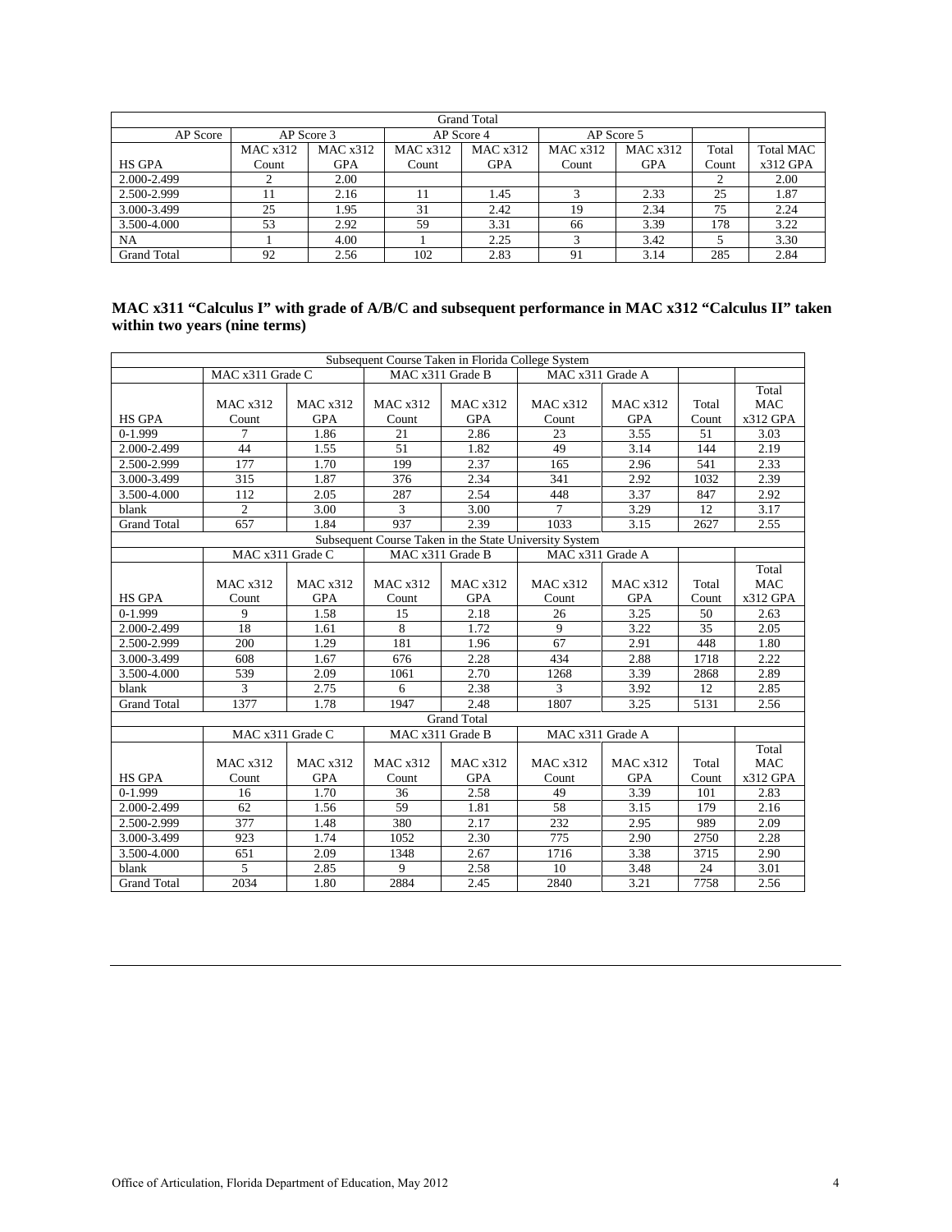| Grand Total | | | | | | | | |
|---|---|---|---|---|---|---|---|---|
| AP Score | AP Score 3 | | AP Score 4 | | AP Score 5 | | | |
| HS GPA | MAC x312 Count | MAC x312 GPA | MAC x312 Count | MAC x312 GPA | MAC x312 Count | MAC x312 GPA | Total Count | Total MAC x312 GPA |
| 2.000-2.499 | 2 | 2.00 | | | | | 2 | 2.00 |
| 2.500-2.999 | 11 | 2.16 | 11 | 1.45 | 3 | 2.33 | 25 | 1.87 |
| 3.000-3.499 | 25 | 1.95 | 31 | 2.42 | 19 | 2.34 | 75 | 2.24 |
| 3.500-4.000 | 53 | 2.92 | 59 | 3.31 | 66 | 3.39 | 178 | 3.22 |
| NA | 1 | 4.00 | 1 | 2.25 | 3 | 3.42 | 5 | 3.30 |
| Grand Total | 92 | 2.56 | 102 | 2.83 | 91 | 3.14 | 285 | 2.84 |

**MAC x311 "Calculus I" with grade of A/B/C and subsequent performance in MAC x312 "Calculus II" taken within two years (nine terms)**

| Subsequent Course Taken in Florida College System | | | | | | | | |
|---|---|---|---|---|---|---|---|---|
| | MAC x311 Grade C | | MAC x311 Grade B | | MAC x311 Grade A | | | |
| HS GPA | MAC x312 Count | MAC x312 GPA | MAC x312 Count | MAC x312 GPA | MAC x312 Count | MAC x312 GPA | Total Count | Total MAC x312 GPA |
| 0-1.999 | 7 | 1.86 | 21 | 2.86 | 23 | 3.55 | 51 | 3.03 |
| 2.000-2.499 | 44 | 1.55 | 51 | 1.82 | 49 | 3.14 | 144 | 2.19 |
| 2.500-2.999 | 177 | 1.70 | 199 | 2.37 | 165 | 2.96 | 541 | 2.33 |
| 3.000-3.499 | 315 | 1.87 | 376 | 2.34 | 341 | 2.92 | 1032 | 2.39 |
| 3.500-4.000 | 112 | 2.05 | 287 | 2.54 | 448 | 3.37 | 847 | 2.92 |
| blank | 2 | 3.00 | 3 | 3.00 | 7 | 3.29 | 12 | 3.17 |
| Grand Total | 657 | 1.84 | 937 | 2.39 | 1033 | 3.15 | 2627 | 2.55 |
| **Subsequent Course Taken in the State University System** | | | | | | | | |
| | MAC x311 Grade C | | MAC x311 Grade B | | MAC x311 Grade A | | | |
| HS GPA | MAC x312 Count | MAC x312 GPA | MAC x312 Count | MAC x312 GPA | MAC x312 Count | MAC x312 GPA | Total Count | Total MAC x312 GPA |
| 0-1.999 | 9 | 1.58 | 15 | 2.18 | 26 | 3.25 | 50 | 2.63 |
| 2.000-2.499 | 18 | 1.61 | 8 | 1.72 | 9 | 3.22 | 35 | 2.05 |
| 2.500-2.999 | 200 | 1.29 | 181 | 1.96 | 67 | 2.91 | 448 | 1.80 |
| 3.000-3.499 | 608 | 1.67 | 676 | 2.28 | 434 | 2.88 | 1718 | 2.22 |
| 3.500-4.000 | 539 | 2.09 | 1061 | 2.70 | 1268 | 3.39 | 2868 | 2.89 |
| blank | 3 | 2.75 | 6 | 2.38 | 3 | 3.92 | 12 | 2.85 |
| Grand Total | 1377 | 1.78 | 1947 | 2.48 | 1807 | 3.25 | 5131 | 2.56 |
| **Grand Total** | | | | | | | | |
| | MAC x311 Grade C | | MAC x311 Grade B | | MAC x311 Grade A | | | |
| HS GPA | MAC x312 Count | MAC x312 GPA | MAC x312 Count | MAC x312 GPA | MAC x312 Count | MAC x312 GPA | Total Count | Total MAC x312 GPA |
| 0-1.999 | 16 | 1.70 | 36 | 2.58 | 49 | 3.39 | 101 | 2.83 |
| 2.000-2.499 | 62 | 1.56 | 59 | 1.81 | 58 | 3.15 | 179 | 2.16 |
| 2.500-2.999 | 377 | 1.48 | 380 | 2.17 | 232 | 2.95 | 989 | 2.09 |
| 3.000-3.499 | 923 | 1.74 | 1052 | 2.30 | 775 | 2.90 | 2750 | 2.28 |
| 3.500-4.000 | 651 | 2.09 | 1348 | 2.67 | 1716 | 3.38 | 3715 | 2.90 |
| blank | 5 | 2.85 | 9 | 2.58 | 10 | 3.48 | 24 | 3.01 |
| Grand Total | 2034 | 1.80 | 2884 | 2.45 | 2840 | 3.21 | 7758 | 2.56 |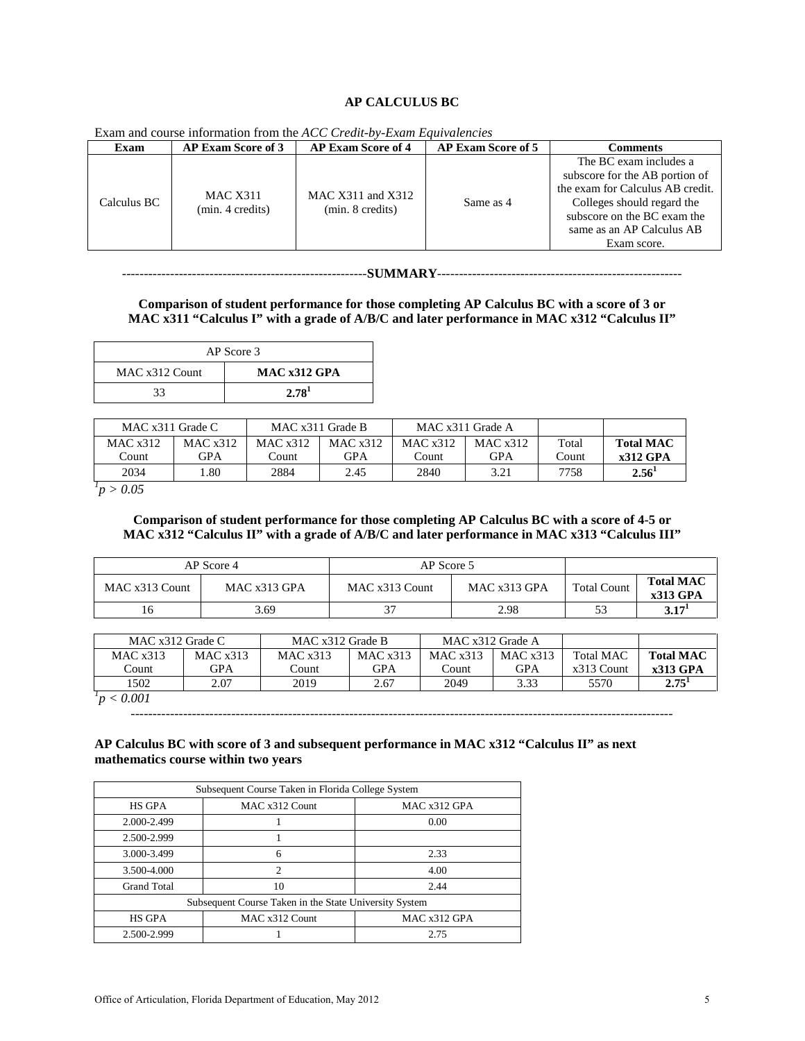**AP CALCULUS BC**

Exam and course information from the *ACC Credit-by-Exam Equivalencies*

| Exam | AP Exam Score of 3 | AP Exam Score of 4 | AP Exam Score of 5 | Comments |
|---|---|---|---|---|
| Calculus BC | MAC X311 (min. 4 credits) | MAC X311 and X312 (min. 8 credits) | Same as 4 | The BC exam includes a subscore for the AB portion of the exam for Calculus AB credit. Colleges should regard the subscore on the BC exam the same as an AP Calculus AB Exam score. |

---------------------------------------------------------**SUMMARY**---------------------------------------------------------

**Comparison of student performance for those completing AP Calculus BC with a score of 3 or MAC x311 "Calculus I" with a grade of A/B/C and later performance in MAC x312 "Calculus II"**

| AP Score 3 | |
|---|---|
| MAC x312 Count | **MAC x312 GPA** |
| 33 | **2.78**[1] |

| MAC x311 Grade C | | MAC x311 Grade B | | MAC x311 Grade A | | | |
|---|---|---|---|---|---|---|---|
| MAC x312 Count | MAC x312 GPA | MAC x312 Count | MAC x312 GPA | MAC x312 Count | MAC x312 GPA | Total Count | **Total MAC x312 GPA** |
| 2034 | 1.80 | 2884 | 2.45 | 2840 | 3.21 | 7758 | **2.56**[1] |

[1] $p > 0.05$

**Comparison of student performance for those completing AP Calculus BC with a score of 4-5 or MAC x312 "Calculus II" with a grade of A/B/C and later performance in MAC x313 "Calculus III"**

| AP Score 4 | | AP Score 5 | | | |
|---|---|---|---|---|---|
| MAC x313 Count | MAC x313 GPA | MAC x313 Count | MAC x313 GPA | Total Count | **Total MAC x313 GPA** |
| 16 | 3.69 | 37 | 2.98 | 53 | **3.17**[1] |

| MAC x312 Grade C | | MAC x312 Grade B | | MAC x312 Grade A | | | |
|---|---|---|---|---|---|---|---|
| MAC x313 Count | MAC x313 GPA | MAC x313 Count | MAC x313 GPA | MAC x313 Count | MAC x313 GPA | Total MAC x313 Count | **Total MAC x313 GPA** |
| 1502 | 2.07 | 2019 | 2.67 | 2049 | 3.33 | 5570 | **2.75**[1] |

[1] $p < 0.001$

---

**AP Calculus BC with score of 3 and subsequent performance in MAC x312 "Calculus II" as next mathematics course within two years**

| Subsequent Course Taken in Florida College System | | |
|---|---|---|
| HS GPA | MAC x312 Count | MAC x312 GPA |
| 2.000-2.499 | 1 | 0.00 |
| 2.500-2.999 | 1 | |
| 3.000-3.499 | 6 | 2.33 |
| 3.500-4.000 | 2 | 4.00 |
| Grand Total | 10 | 2.44 |
| **Subsequent Course Taken in the State University System** | | |
| HS GPA | MAC x312 Count | MAC x312 GPA |
| 2.500-2.999 | 1 | 2.75 |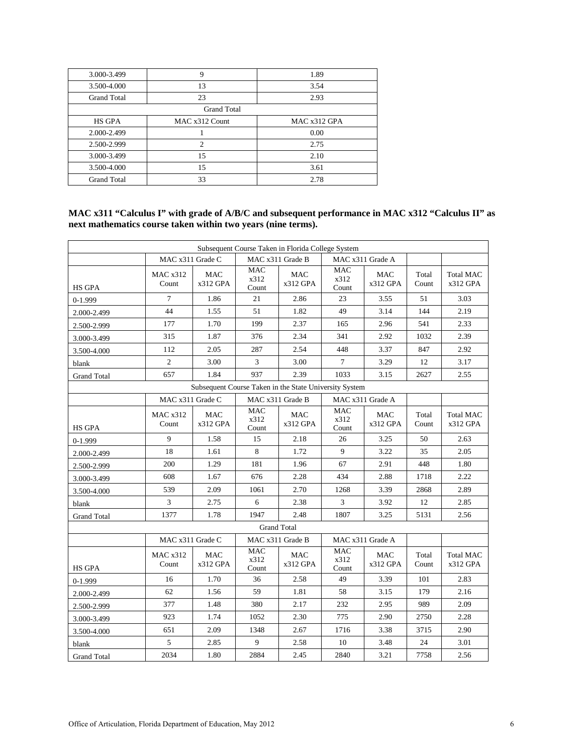| | | |
|---|---|---|
| 3.000-3.499 | 9 | 1.89 |
| 3.500-4.000 | 13 | 3.54 |
| Grand Total | 23 | 2.93 |
| Grand Total | | |
| HS GPA | MAC x312 Count | MAC x312 GPA |
| 2.000-2.499 | 1 | 0.00 |
| 2.500-2.999 | 2 | 2.75 |
| 3.000-3.499 | 15 | 2.10 |
| 3.500-4.000 | 15 | 3.61 |
| Grand Total | 33 | 2.78 |

**MAC x311 "Calculus I" with grade of A/B/C and subsequent performance in MAC x312 "Calculus II" as next mathematics course taken within two years (nine terms).**

| Subsequent Course Taken in Florida College System | | | | | | | | |
|---|---|---|---|---|---|---|---|---|
| | MAC x311 Grade C | | MAC x311 Grade B | | MAC x311 Grade A | | | |
| HS GPA | MAC x312 Count | MAC x312 GPA | MAC x312 Count | MAC x312 GPA | MAC x312 Count | MAC x312 GPA | Total Count | Total MAC x312 GPA |
| 0-1.999 | 7 | 1.86 | 21 | 2.86 | 23 | 3.55 | 51 | 3.03 |
| 2.000-2.499 | 44 | 1.55 | 51 | 1.82 | 49 | 3.14 | 144 | 2.19 |
| 2.500-2.999 | 177 | 1.70 | 199 | 2.37 | 165 | 2.96 | 541 | 2.33 |
| 3.000-3.499 | 315 | 1.87 | 376 | 2.34 | 341 | 2.92 | 1032 | 2.39 |
| 3.500-4.000 | 112 | 2.05 | 287 | 2.54 | 448 | 3.37 | 847 | 2.92 |
| blank | 2 | 3.00 | 3 | 3.00 | 7 | 3.29 | 12 | 3.17 |
| Grand Total | 657 | 1.84 | 937 | 2.39 | 1033 | 3.15 | 2627 | 2.55 |
| Subsequent Course Taken in the State University System | | | | | | | | |
| | MAC x311 Grade C | | MAC x311 Grade B | | MAC x311 Grade A | | | |
| HS GPA | MAC x312 Count | MAC x312 GPA | MAC x312 Count | MAC x312 GPA | MAC x312 Count | MAC x312 GPA | Total Count | Total MAC x312 GPA |
| 0-1.999 | 9 | 1.58 | 15 | 2.18 | 26 | 3.25 | 50 | 2.63 |
| 2.000-2.499 | 18 | 1.61 | 8 | 1.72 | 9 | 3.22 | 35 | 2.05 |
| 2.500-2.999 | 200 | 1.29 | 181 | 1.96 | 67 | 2.91 | 448 | 1.80 |
| 3.000-3.499 | 608 | 1.67 | 676 | 2.28 | 434 | 2.88 | 1718 | 2.22 |
| 3.500-4.000 | 539 | 2.09 | 1061 | 2.70 | 1268 | 3.39 | 2868 | 2.89 |
| blank | 3 | 2.75 | 6 | 2.38 | 3 | 3.92 | 12 | 2.85 |
| Grand Total | 1377 | 1.78 | 1947 | 2.48 | 1807 | 3.25 | 5131 | 2.56 |
| Grand Total | | | | | | | | |
| | MAC x311 Grade C | | MAC x311 Grade B | | MAC x311 Grade A | | | |
| HS GPA | MAC x312 Count | MAC x312 GPA | MAC x312 Count | MAC x312 GPA | MAC x312 Count | MAC x312 GPA | Total Count | Total MAC x312 GPA |
| 0-1.999 | 16 | 1.70 | 36 | 2.58 | 49 | 3.39 | 101 | 2.83 |
| 2.000-2.499 | 62 | 1.56 | 59 | 1.81 | 58 | 3.15 | 179 | 2.16 |
| 2.500-2.999 | 377 | 1.48 | 380 | 2.17 | 232 | 2.95 | 989 | 2.09 |
| 3.000-3.499 | 923 | 1.74 | 1052 | 2.30 | 775 | 2.90 | 2750 | 2.28 |
| 3.500-4.000 | 651 | 2.09 | 1348 | 2.67 | 1716 | 3.38 | 3715 | 2.90 |
| blank | 5 | 2.85 | 9 | 2.58 | 10 | 3.48 | 24 | 3.01 |
| Grand Total | 2034 | 1.80 | 2884 | 2.45 | 2840 | 3.21 | 7758 | 2.56 |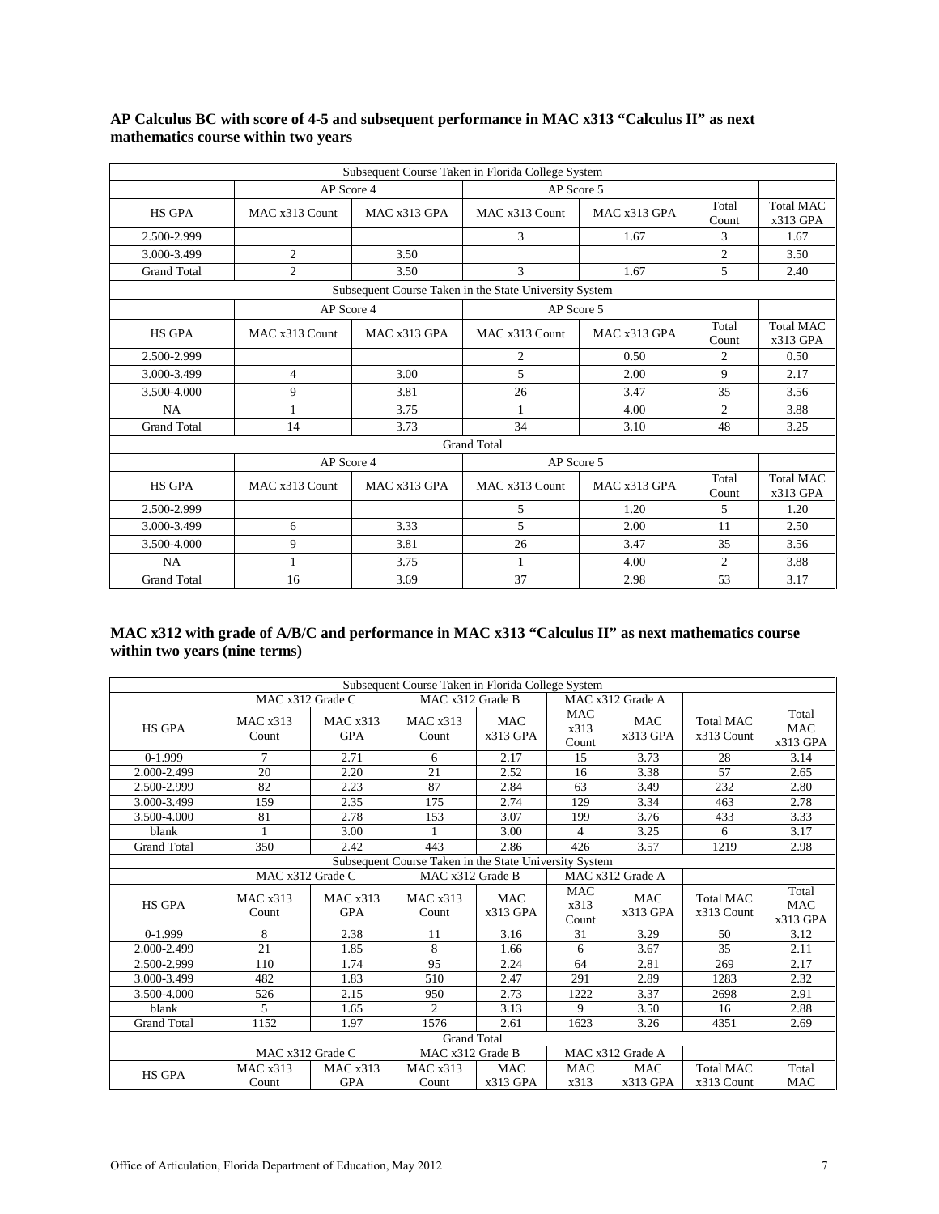**AP Calculus BC with score of 4-5 and subsequent performance in MAC x313 "Calculus II" as next mathematics course within two years**

| Subsequent Course Taken in Florida College System | | | | | | |
|---|---|---|---|---|---|---|
| | AP Score 4 | | AP Score 5 | | | |
| HS GPA | MAC x313 Count | MAC x313 GPA | MAC x313 Count | MAC x313 GPA | Total Count | Total MAC x313 GPA |
| 2.500-2.999 | | | 3 | 1.67 | 3 | 1.67 |
| 3.000-3.499 | 2 | 3.50 | | | 2 | 3.50 |
| Grand Total | 2 | 3.50 | 3 | 1.67 | 5 | 2.40 |
| **Subsequent Course Taken in the State University System** | | | | | | |
| | AP Score 4 | | AP Score 5 | | | |
| HS GPA | MAC x313 Count | MAC x313 GPA | MAC x313 Count | MAC x313 GPA | Total Count | Total MAC x313 GPA |
| 2.500-2.999 | | | 2 | 0.50 | 2 | 0.50 |
| 3.000-3.499 | 4 | 3.00 | 5 | 2.00 | 9 | 2.17 |
| 3.500-4.000 | 9 | 3.81 | 26 | 3.47 | 35 | 3.56 |
| NA | 1 | 3.75 | 1 | 4.00 | 2 | 3.88 |
| Grand Total | 14 | 3.73 | 34 | 3.10 | 48 | 3.25 |
| **Grand Total** | | | | | | |
| | AP Score 4 | | AP Score 5 | | | |
| HS GPA | MAC x313 Count | MAC x313 GPA | MAC x313 Count | MAC x313 GPA | Total Count | Total MAC x313 GPA |
| 2.500-2.999 | | | 5 | 1.20 | 5 | 1.20 |
| 3.000-3.499 | 6 | 3.33 | 5 | 2.00 | 11 | 2.50 |
| 3.500-4.000 | 9 | 3.81 | 26 | 3.47 | 35 | 3.56 |
| NA | 1 | 3.75 | 1 | 4.00 | 2 | 3.88 |
| Grand Total | 16 | 3.69 | 37 | 2.98 | 53 | 3.17 |

**MAC x312 with grade of A/B/C and performance in MAC x313 "Calculus II" as next mathematics course within two years (nine terms)**

| Subsequent Course Taken in Florida College System | | | | | | | | |
|---|---|---|---|---|---|---|---|---|
| | MAC x312 Grade C | | MAC x312 Grade B | | MAC x312 Grade A | | | |
| HS GPA | MAC x313 Count | MAC x313 GPA | MAC x313 Count | MAC x313 GPA | MAC x313 Count | MAC x313 GPA | Total MAC x313 Count | Total MAC x313 GPA |
| 0-1.999 | 7 | 2.71 | 6 | 2.17 | 15 | 3.73 | 28 | 3.14 |
| 2.000-2.499 | 20 | 2.20 | 21 | 2.52 | 16 | 3.38 | 57 | 2.65 |
| 2.500-2.999 | 82 | 2.23 | 87 | 2.84 | 63 | 3.49 | 232 | 2.80 |
| 3.000-3.499 | 159 | 2.35 | 175 | 2.74 | 129 | 3.34 | 463 | 2.78 |
| 3.500-4.000 | 81 | 2.78 | 153 | 3.07 | 199 | 3.76 | 433 | 3.33 |
| blank | 1 | 3.00 | 1 | 3.00 | 4 | 3.25 | 6 | 3.17 |
| Grand Total | 350 | 2.42 | 443 | 2.86 | 426 | 3.57 | 1219 | 2.98 |
| **Subsequent Course Taken in the State University System** | | | | | | | | |
| | MAC x312 Grade C | | MAC x312 Grade B | | MAC x312 Grade A | | | |
| HS GPA | MAC x313 Count | MAC x313 GPA | MAC x313 Count | MAC x313 GPA | MAC x313 Count | MAC x313 GPA | Total MAC x313 Count | Total MAC x313 GPA |
| 0-1.999 | 8 | 2.38 | 11 | 3.16 | 31 | 3.29 | 50 | 3.12 |
| 2.000-2.499 | 21 | 1.85 | 8 | 1.66 | 6 | 3.67 | 35 | 2.11 |
| 2.500-2.999 | 110 | 1.74 | 95 | 2.24 | 64 | 2.81 | 269 | 2.17 |
| 3.000-3.499 | 482 | 1.83 | 510 | 2.47 | 291 | 2.89 | 1283 | 2.32 |
| 3.500-4.000 | 526 | 2.15 | 950 | 2.73 | 1222 | 3.37 | 2698 | 2.91 |
| blank | 5 | 1.65 | 2 | 3.13 | 9 | 3.50 | 16 | 2.88 |
| Grand Total | 1152 | 1.97 | 1576 | 2.61 | 1623 | 3.26 | 4351 | 2.69 |
| **Grand Total** | | | | | | | | |
| | MAC x312 Grade C | | MAC x312 Grade B | | MAC x312 Grade A | | | |
| HS GPA | MAC x313 Count | MAC x313 GPA | MAC x313 Count | MAC x313 GPA | MAC x313 | MAC x313 GPA | Total MAC x313 Count | Total MAC |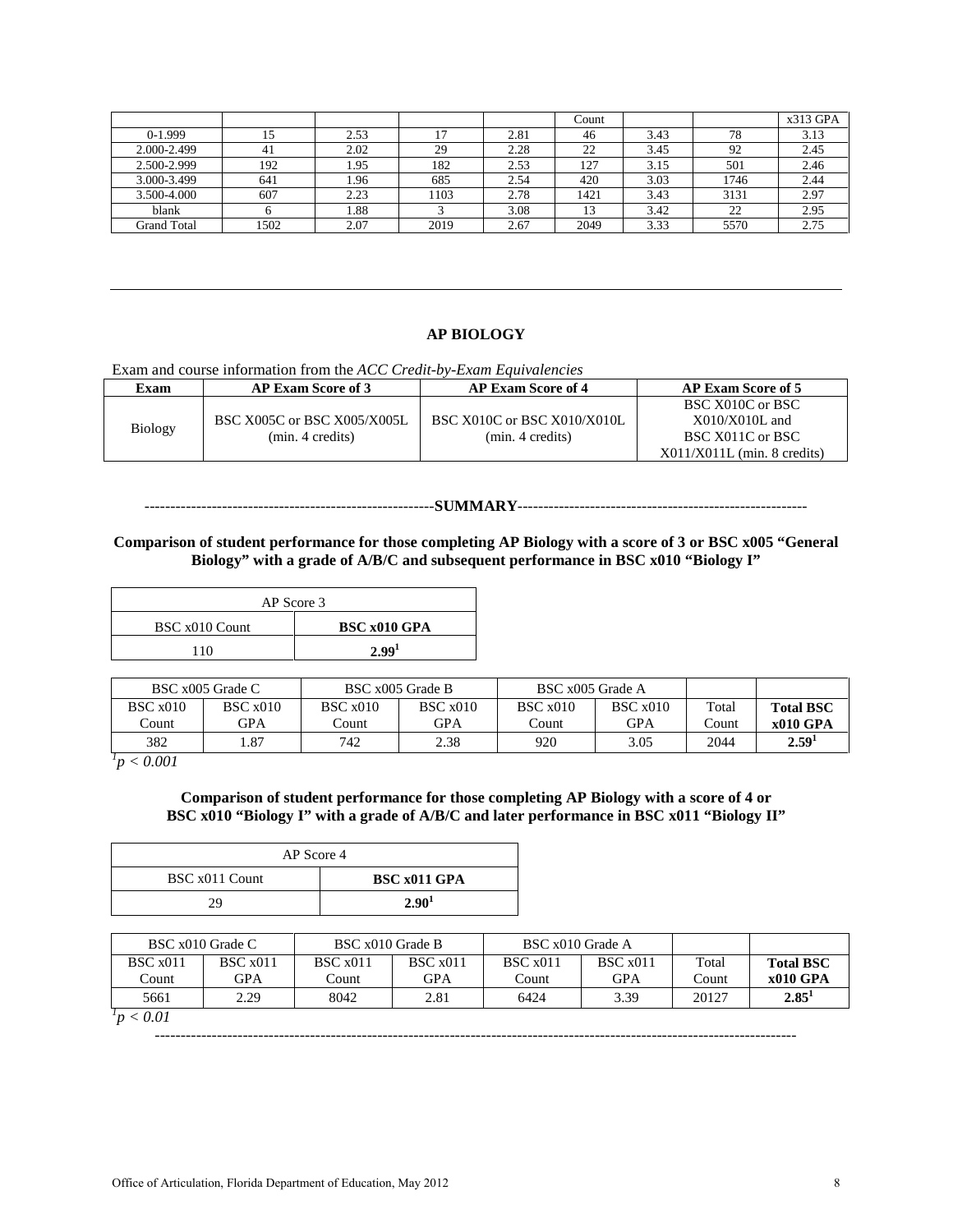| | | | | | Count | | | x313 GPA |
|---|---|---|---|---|---|---|---|---|
| 0-1.999 | 15 | 2.53 | 17 | 2.81 | 46 | 3.43 | 78 | 3.13 |
| 2.000-2.499 | 41 | 2.02 | 29 | 2.28 | 22 | 3.45 | 92 | 2.45 |
| 2.500-2.999 | 192 | 1.95 | 182 | 2.53 | 127 | 3.15 | 501 | 2.46 |
| 3.000-3.499 | 641 | 1.96 | 685 | 2.54 | 420 | 3.03 | 1746 | 2.44 |
| 3.500-4.000 | 607 | 2.23 | 1103 | 2.78 | 1421 | 3.43 | 3131 | 2.97 |
| blank | 6 | 1.88 | 3 | 3.08 | 13 | 3.42 | 22 | 2.95 |
| Grand Total | 1502 | 2.07 | 2019 | 2.67 | 2049 | 3.33 | 5570 | 2.75 |

---

## AP BIOLOGY

Exam and course information from the *ACC Credit-by-Exam Equivalencies*

| Exam | AP Exam Score of 3 | AP Exam Score of 4 | AP Exam Score of 5 |
|---|---|---|---|
| Biology | BSC X005C or BSC X005/X005L (min. 4 credits) | BSC X010C or BSC X010/X010L (min. 4 credits) | BSC X010C or BSC X010/X010L and BSC X011C or BSC X011/X011L (min. 8 credits) |

---------------------------------------------------------**SUMMARY**---------------------------------------------------------

**Comparison of student performance for those completing AP Biology with a score of 3 or BSC x005 "General Biology" with a grade of A/B/C and subsequent performance in BSC x010 "Biology I"**

| AP Score 3 | |
|---|---|
| BSC x010 Count | **BSC x010 GPA** |
| 110 | **2.99[1]** |

| BSC x005 Grade C | | BSC x005 Grade B | | BSC x005 Grade A | | | |
|---|---|---|---|---|---|---|---|
| BSC x010 Count | BSC x010 GPA | BSC x010 Count | BSC x010 GPA | BSC x010 Count | BSC x010 GPA | Total Count | **Total BSC x010 GPA** |
| 382 | 1.87 | 742 | 2.38 | 920 | 3.05 | 2044 | **2.59[1]** |

[1] $p < 0.001$

**Comparison of student performance for those completing AP Biology with a score of 4 or BSC x010 "Biology I" with a grade of A/B/C and later performance in BSC x011 "Biology II"**

| AP Score 4 | |
|---|---|
| BSC x011 Count | **BSC x011 GPA** |
| 29 | **2.90[1]** |

| BSC x010 Grade C | | BSC x010 Grade B | | BSC x010 Grade A | | | |
|---|---|---|---|---|---|---|---|
| BSC x011 Count | BSC x011 GPA | BSC x011 Count | BSC x011 GPA | BSC x011 Count | BSC x011 GPA | Total Count | **Total BSC x010 GPA** |
| 5661 | 2.29 | 8042 | 2.81 | 6424 | 3.39 | 20127 | **2.85[1]** |

[1] $p < 0.01$

------------------------------------------------------------------------------------------------------------------------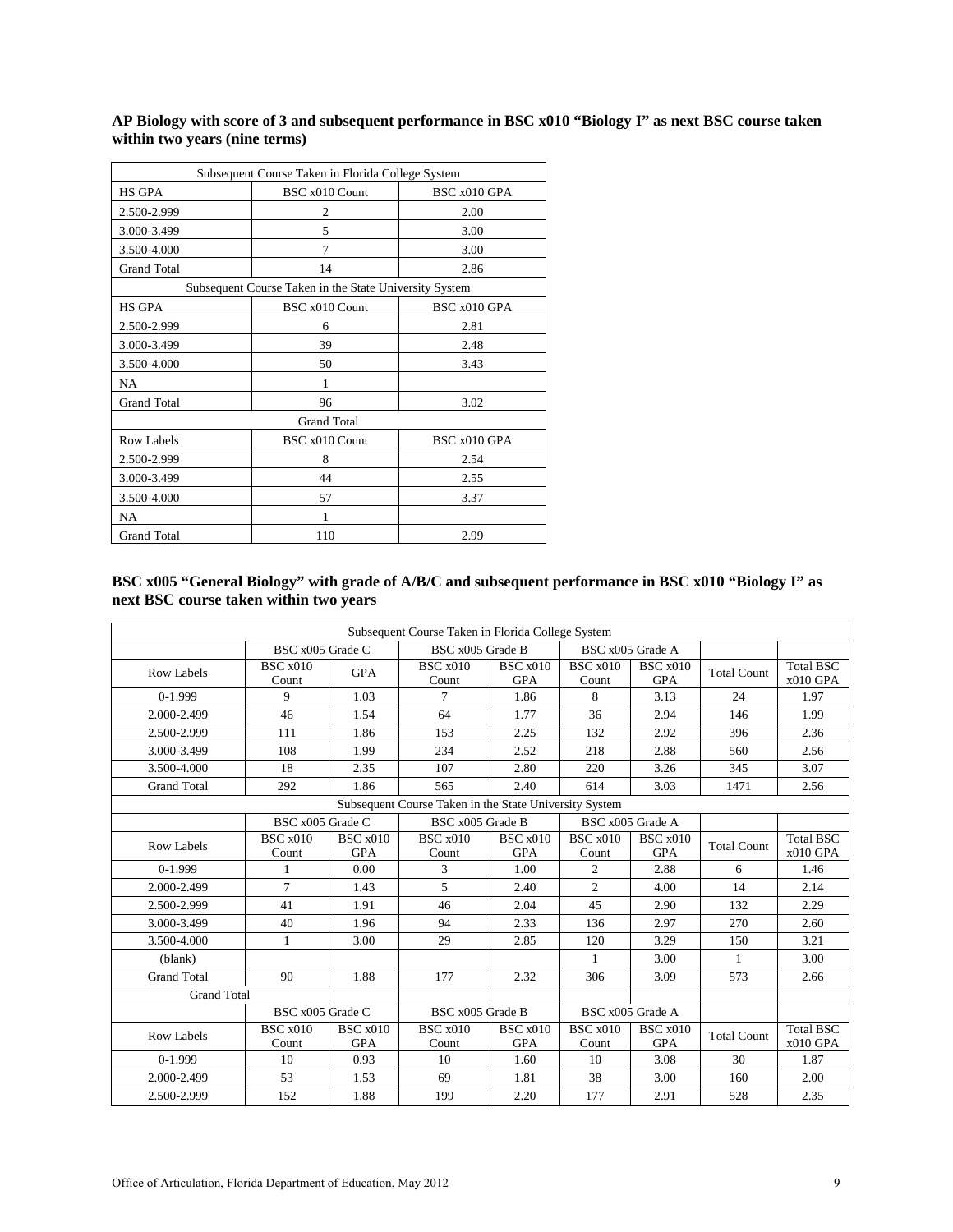**AP Biology with score of 3 and subsequent performance in BSC x010 "Biology I" as next BSC course taken within two years (nine terms)**

| Subsequent Course Taken in Florida College System | | |
|---|---|---|
| HS GPA | BSC x010 Count | BSC x010 GPA |
| 2.500-2.999 | 2 | 2.00 |
| 3.000-3.499 | 5 | 3.00 |
| 3.500-4.000 | 7 | 3.00 |
| Grand Total | 14 | 2.86 |
| Subsequent Course Taken in the State University System | | |
| HS GPA | BSC x010 Count | BSC x010 GPA |
| 2.500-2.999 | 6 | 2.81 |
| 3.000-3.499 | 39 | 2.48 |
| 3.500-4.000 | 50 | 3.43 |
| NA | 1 | |
| Grand Total | 96 | 3.02 |
| Grand Total | | |
| Row Labels | BSC x010 Count | BSC x010 GPA |
| 2.500-2.999 | 8 | 2.54 |
| 3.000-3.499 | 44 | 2.55 |
| 3.500-4.000 | 57 | 3.37 |
| NA | 1 | |
| Grand Total | 110 | 2.99 |

**BSC x005 "General Biology" with grade of A/B/C and subsequent performance in BSC x010 "Biology I" as next BSC course taken within two years**

| Subsequent Course Taken in Florida College System | | | | | | | | |
|---|---|---|---|---|---|---|---|---|
| | BSC x005 Grade C | | BSC x005 Grade B | | BSC x005 Grade A | | | |
| Row Labels | BSC x010 Count | GPA | BSC x010 Count | BSC x010 GPA | BSC x010 Count | BSC x010 GPA | Total Count | Total BSC x010 GPA |
| 0-1.999 | 9 | 1.03 | 7 | 1.86 | 8 | 3.13 | 24 | 1.97 |
| 2.000-2.499 | 46 | 1.54 | 64 | 1.77 | 36 | 2.94 | 146 | 1.99 |
| 2.500-2.999 | 111 | 1.86 | 153 | 2.25 | 132 | 2.92 | 396 | 2.36 |
| 3.000-3.499 | 108 | 1.99 | 234 | 2.52 | 218 | 2.88 | 560 | 2.56 |
| 3.500-4.000 | 18 | 2.35 | 107 | 2.80 | 220 | 3.26 | 345 | 3.07 |
| Grand Total | 292 | 1.86 | 565 | 2.40 | 614 | 3.03 | 1471 | 2.56 |
| Subsequent Course Taken in the State University System | | | | | | | | |
| | BSC x005 Grade C | | BSC x005 Grade B | | BSC x005 Grade A | | | |
| Row Labels | BSC x010 Count | BSC x010 GPA | BSC x010 Count | BSC x010 GPA | BSC x010 Count | BSC x010 GPA | Total Count | Total BSC x010 GPA |
| 0-1.999 | 1 | 0.00 | 3 | 1.00 | 2 | 2.88 | 6 | 1.46 |
| 2.000-2.499 | 7 | 1.43 | 5 | 2.40 | 2 | 4.00 | 14 | 2.14 |
| 2.500-2.999 | 41 | 1.91 | 46 | 2.04 | 45 | 2.90 | 132 | 2.29 |
| 3.000-3.499 | 40 | 1.96 | 94 | 2.33 | 136 | 2.97 | 270 | 2.60 |
| 3.500-4.000 | 1 | 3.00 | 29 | 2.85 | 120 | 3.29 | 150 | 3.21 |
| (blank) | | | | | 1 | 3.00 | 1 | 3.00 |
| Grand Total | 90 | 1.88 | 177 | 2.32 | 306 | 3.09 | 573 | 2.66 |
| Grand Total | | | | | | | | |
| | BSC x005 Grade C | | BSC x005 Grade B | | BSC x005 Grade A | | | |
| Row Labels | BSC x010 Count | BSC x010 GPA | BSC x010 Count | BSC x010 GPA | BSC x010 Count | BSC x010 GPA | Total Count | Total BSC x010 GPA |
| 0-1.999 | 10 | 0.93 | 10 | 1.60 | 10 | 3.08 | 30 | 1.87 |
| 2.000-2.499 | 53 | 1.53 | 69 | 1.81 | 38 | 3.00 | 160 | 2.00 |
| 2.500-2.999 | 152 | 1.88 | 199 | 2.20 | 177 | 2.91 | 528 | 2.35 |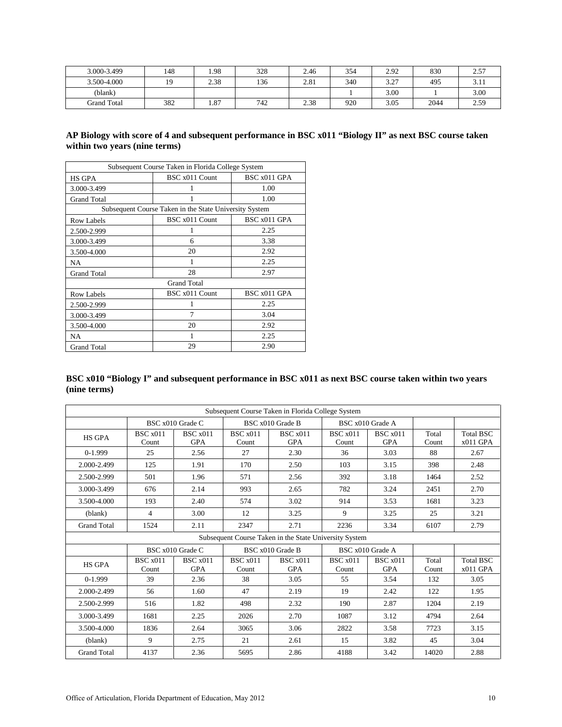| 3.000-3.499 | 148 | 1.98 | 328 | 2.46 | 354 | 2.92 | 830 | 2.57 |
|---|---|---|---|---|---|---|---|---|
| 3.500-4.000 | 19 | 2.38 | 136 | 2.81 | 340 | 3.27 | 495 | 3.11 |
| (blank) | | | | | 1 | 3.00 | 1 | 3.00 |
| Grand Total | 382 | 1.87 | 742 | 2.38 | 920 | 3.05 | 2044 | 2.59 |

**AP Biology with score of 4 and subsequent performance in BSC x011 "Biology II" as next BSC course taken within two years (nine terms)**

| Subsequent Course Taken in Florida College System | | |
|---|---|---|
| HS GPA | BSC x011 Count | BSC x011 GPA |
| 3.000-3.499 | 1 | 1.00 |
| Grand Total | 1 | 1.00 |
| Subsequent Course Taken in the State University System | | |
| Row Labels | BSC x011 Count | BSC x011 GPA |
| 2.500-2.999 | 1 | 2.25 |
| 3.000-3.499 | 6 | 3.38 |
| 3.500-4.000 | 20 | 2.92 |
| NA | 1 | 2.25 |
| Grand Total | 28 | 2.97 |
| Grand Total | | |
| Row Labels | BSC x011 Count | BSC x011 GPA |
| 2.500-2.999 | 1 | 2.25 |
| 3.000-3.499 | 7 | 3.04 |
| 3.500-4.000 | 20 | 2.92 |
| NA | 1 | 2.25 |
| Grand Total | 29 | 2.90 |

**BSC x010 "Biology I" and subsequent performance in BSC x011 as next BSC course taken within two years (nine terms)**

| Subsequent Course Taken in Florida College System | | | | | | | | |
|---|---|---|---|---|---|---|---|---|
| | BSC x010 Grade C | | BSC x010 Grade B | | BSC x010 Grade A | | | |
| HS GPA | BSC x011 Count | BSC x011 GPA | BSC x011 Count | BSC x011 GPA | BSC x011 Count | BSC x011 GPA | Total Count | Total BSC x011 GPA |
| 0-1.999 | 25 | 2.56 | 27 | 2.30 | 36 | 3.03 | 88 | 2.67 |
| 2.000-2.499 | 125 | 1.91 | 170 | 2.50 | 103 | 3.15 | 398 | 2.48 |
| 2.500-2.999 | 501 | 1.96 | 571 | 2.56 | 392 | 3.18 | 1464 | 2.52 |
| 3.000-3.499 | 676 | 2.14 | 993 | 2.65 | 782 | 3.24 | 2451 | 2.70 |
| 3.500-4.000 | 193 | 2.40 | 574 | 3.02 | 914 | 3.53 | 1681 | 3.23 |
| (blank) | 4 | 3.00 | 12 | 3.25 | 9 | 3.25 | 25 | 3.21 |
| Grand Total | 1524 | 2.11 | 2347 | 2.71 | 2236 | 3.34 | 6107 | 2.79 |
| Subsequent Course Taken in the State University System | | | | | | | | |
| | BSC x010 Grade C | | BSC x010 Grade B | | BSC x010 Grade A | | | |
| HS GPA | BSC x011 Count | BSC x011 GPA | BSC x011 Count | BSC x011 GPA | BSC x011 Count | BSC x011 GPA | Total Count | Total BSC x011 GPA |
| 0-1.999 | 39 | 2.36 | 38 | 3.05 | 55 | 3.54 | 132 | 3.05 |
| 2.000-2.499 | 56 | 1.60 | 47 | 2.19 | 19 | 2.42 | 122 | 1.95 |
| 2.500-2.999 | 516 | 1.82 | 498 | 2.32 | 190 | 2.87 | 1204 | 2.19 |
| 3.000-3.499 | 1681 | 2.25 | 2026 | 2.70 | 1087 | 3.12 | 4794 | 2.64 |
| 3.500-4.000 | 1836 | 2.64 | 3065 | 3.06 | 2822 | 3.58 | 7723 | 3.15 |
| (blank) | 9 | 2.75 | 21 | 2.61 | 15 | 3.82 | 45 | 3.04 |
| Grand Total | 4137 | 2.36 | 5695 | 2.86 | 4188 | 3.42 | 14020 | 2.88 |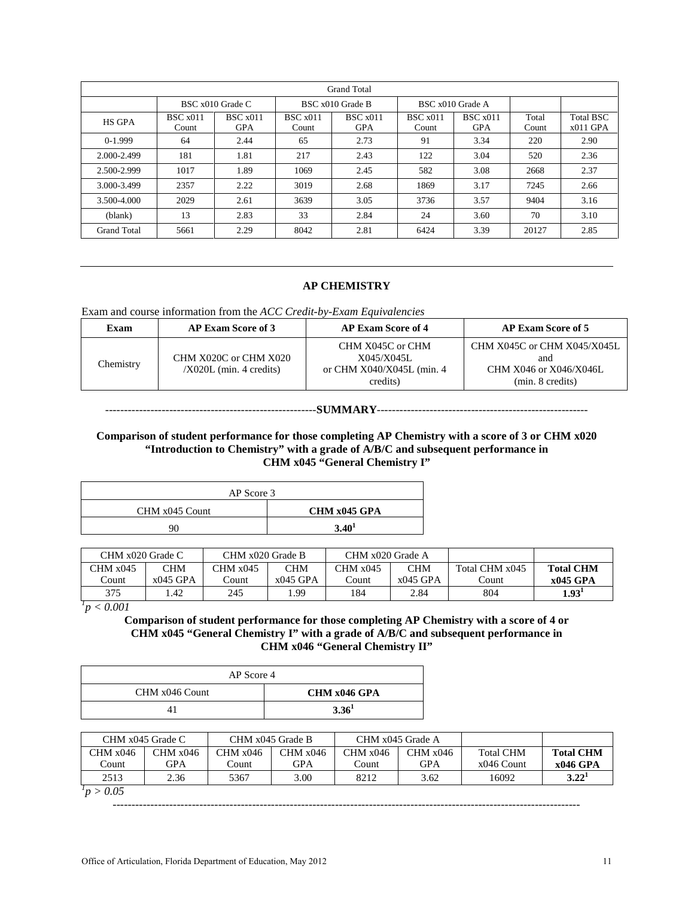| Grand Total | | | | | | | | |
|---|---|---|---|---|---|---|---|---|
| | BSC x010 Grade C | | BSC x010 Grade B | | BSC x010 Grade A | | | |
| HS GPA | BSC x011 Count | BSC x011 GPA | BSC x011 Count | BSC x011 GPA | BSC x011 Count | BSC x011 GPA | Total Count | Total BSC x011 GPA |
| 0-1.999 | 64 | 2.44 | 65 | 2.73 | 91 | 3.34 | 220 | 2.90 |
| 2.000-2.499 | 181 | 1.81 | 217 | 2.43 | 122 | 3.04 | 520 | 2.36 |
| 2.500-2.999 | 1017 | 1.89 | 1069 | 2.45 | 582 | 3.08 | 2668 | 2.37 |
| 3.000-3.499 | 2357 | 2.22 | 3019 | 2.68 | 1869 | 3.17 | 7245 | 2.66 |
| 3.500-4.000 | 2029 | 2.61 | 3639 | 3.05 | 3736 | 3.57 | 9404 | 3.16 |
| (blank) | 13 | 2.83 | 33 | 2.84 | 24 | 3.60 | 70 | 3.10 |
| Grand Total | 5661 | 2.29 | 8042 | 2.81 | 6424 | 3.39 | 20127 | 2.85 |

---

## AP CHEMISTRY

Exam and course information from the *ACC Credit-by-Exam Equivalencies*

| Exam | AP Exam Score of 3 | AP Exam Score of 4 | AP Exam Score of 5 |
|---|---|---|---|
| Chemistry | CHM X020C or CHM X020 /X020L (min. 4 credits) | CHM X045C or CHM X045/X045L or CHM X040/X045L (min. 4 credits) | CHM X045C or CHM X045/X045L and CHM X046 or X046/X046L (min. 8 credits) |

---------------------------------------------------------**SUMMARY**---------------------------------------------------------

**Comparison of student performance for those completing AP Chemistry with a score of 3 or CHM x020 "Introduction to Chemistry" with a grade of A/B/C and subsequent performance in CHM x045 "General Chemistry I"**

| AP Score 3 | |
|---|---|
| CHM x045 Count | **CHM x045 GPA** |
| 90 | **3.40[1]** |

| CHM x020 Grade C | | CHM x020 Grade B | | CHM x020 Grade A | | | |
|---|---|---|---|---|---|---|---|
| CHM x045 Count | CHM x045 GPA | CHM x045 Count | CHM x045 GPA | CHM x045 Count | CHM x045 GPA | Total CHM x045 Count | **Total CHM x045 GPA** |
| 375 | 1.42 | 245 | 1.99 | 184 | 2.84 | 804 | **1.93[1]** |

[1] *$p < 0.001$*

**Comparison of student performance for those completing AP Chemistry with a score of 4 or CHM x045 "General Chemistry I" with a grade of A/B/C and subsequent performance in CHM x046 "General Chemistry II"**

| AP Score 4 | |
|---|---|
| CHM x046 Count | **CHM x046 GPA** |
| 41 | **3.36[1]** |

| CHM x045 Grade C | | CHM x045 Grade B | | CHM x045 Grade A | | | |
|---|---|---|---|---|---|---|---|
| CHM x046 Count | CHM x046 GPA | CHM x046 Count | CHM x046 GPA | CHM x046 Count | CHM x046 GPA | Total CHM x046 Count | **Total CHM x046 GPA** |
| 2513 | 2.36 | 5367 | 3.00 | 8212 | 3.62 | 16092 | **3.22[1]** |

[1] *$p > 0.05$*

---

Office of Articulation, Florida Department of Education, May 2012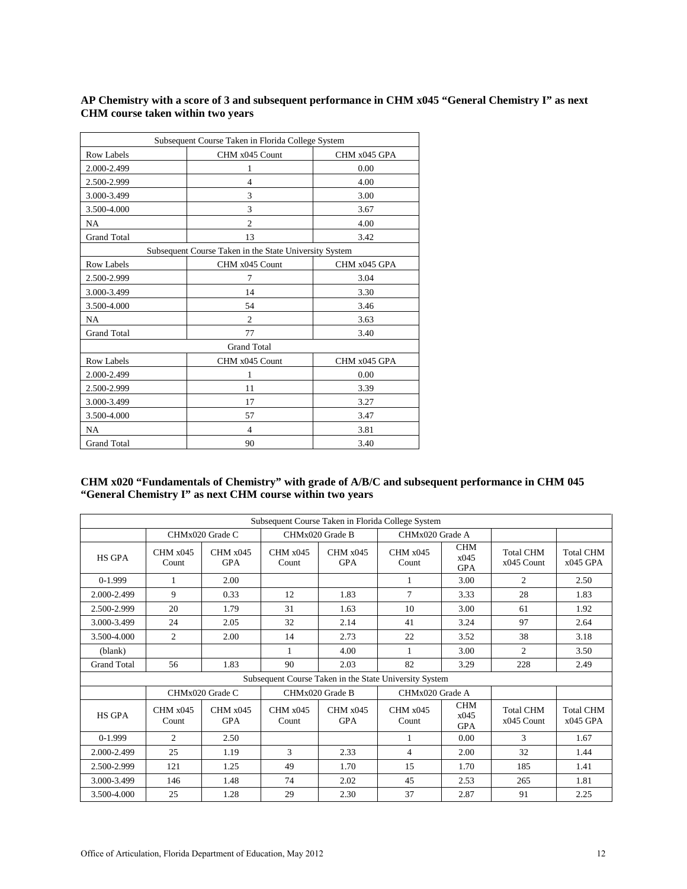**AP Chemistry with a score of 3 and subsequent performance in CHM x045 "General Chemistry I" as next CHM course taken within two years**

| Subsequent Course Taken in Florida College System | | |
|---|---|---|
| Row Labels | CHM x045 Count | CHM x045 GPA |
| 2.000-2.499 | 1 | 0.00 |
| 2.500-2.999 | 4 | 4.00 |
| 3.000-3.499 | 3 | 3.00 |
| 3.500-4.000 | 3 | 3.67 |
| NA | 2 | 4.00 |
| Grand Total | 13 | 3.42 |
| Subsequent Course Taken in the State University System | | |
| Row Labels | CHM x045 Count | CHM x045 GPA |
| 2.500-2.999 | 7 | 3.04 |
| 3.000-3.499 | 14 | 3.30 |
| 3.500-4.000 | 54 | 3.46 |
| NA | 2 | 3.63 |
| Grand Total | 77 | 3.40 |
| Grand Total | | |
| Row Labels | CHM x045 Count | CHM x045 GPA |
| 2.000-2.499 | 1 | 0.00 |
| 2.500-2.999 | 11 | 3.39 |
| 3.000-3.499 | 17 | 3.27 |
| 3.500-4.000 | 57 | 3.47 |
| NA | 4 | 3.81 |
| Grand Total | 90 | 3.40 |

**CHM x020 "Fundamentals of Chemistry" with grade of A/B/C and subsequent performance in CHM 045 "General Chemistry I" as next CHM course within two years**

| Subsequent Course Taken in Florida College System | | | | | | | | |
|---|---|---|---|---|---|---|---|---|
| | CHMx020 Grade C | | CHMx020 Grade B | | CHMx020 Grade A | | | |
| HS GPA | CHM x045 Count | CHM x045 GPA | CHM x045 Count | CHM x045 GPA | CHM x045 Count | CHM x045 GPA | Total CHM x045 Count | Total CHM x045 GPA |
| 0-1.999 | 1 | 2.00 | | | 1 | 3.00 | 2 | 2.50 |
| 2.000-2.499 | 9 | 0.33 | 12 | 1.83 | 7 | 3.33 | 28 | 1.83 |
| 2.500-2.999 | 20 | 1.79 | 31 | 1.63 | 10 | 3.00 | 61 | 1.92 |
| 3.000-3.499 | 24 | 2.05 | 32 | 2.14 | 41 | 3.24 | 97 | 2.64 |
| 3.500-4.000 | 2 | 2.00 | 14 | 2.73 | 22 | 3.52 | 38 | 3.18 |
| (blank) | | | 1 | 4.00 | 1 | 3.00 | 2 | 3.50 |
| Grand Total | 56 | 1.83 | 90 | 2.03 | 82 | 3.29 | 228 | 2.49 |
| Subsequent Course Taken in the State University System | | | | | | | | |
| | CHMx020 Grade C | | CHMx020 Grade B | | CHMx020 Grade A | | | |
| HS GPA | CHM x045 Count | CHM x045 GPA | CHM x045 Count | CHM x045 GPA | CHM x045 Count | CHM x045 GPA | Total CHM x045 Count | Total CHM x045 GPA |
| 0-1.999 | 2 | 2.50 | | | 1 | 0.00 | 3 | 1.67 |
| 2.000-2.499 | 25 | 1.19 | 3 | 2.33 | 4 | 2.00 | 32 | 1.44 |
| 2.500-2.999 | 121 | 1.25 | 49 | 1.70 | 15 | 1.70 | 185 | 1.41 |
| 3.000-3.499 | 146 | 1.48 | 74 | 2.02 | 45 | 2.53 | 265 | 1.81 |
| 3.500-4.000 | 25 | 1.28 | 29 | 2.30 | 37 | 2.87 | 91 | 2.25 |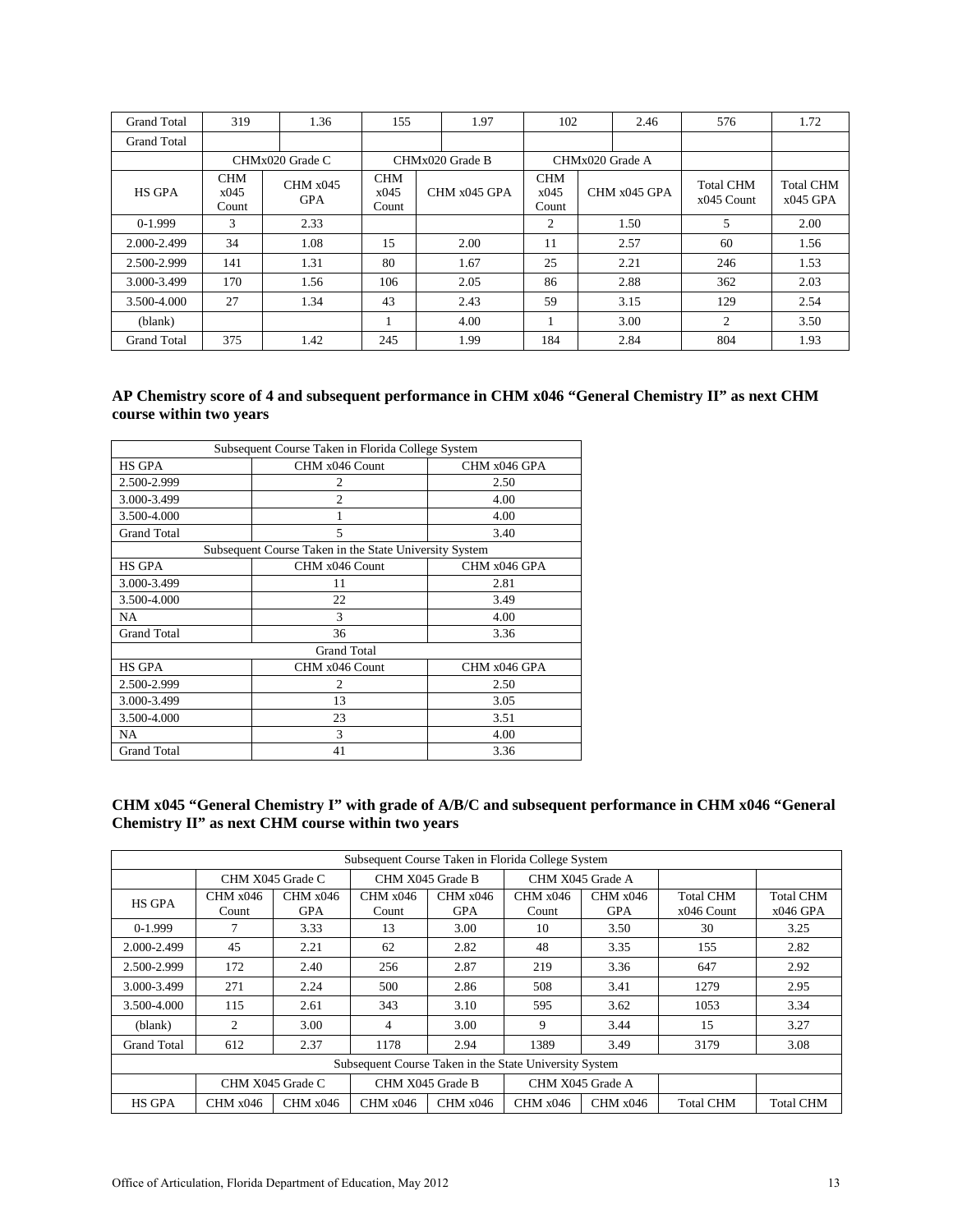| Grand Total | 319 | 1.36 | 155 | 1.97 | 102 | 2.46 | 576 | 1.72 |
|---|---|---|---|---|---|---|---|---|
| Grand Total | | | | | | | | |
| | CHMx020 Grade C | | CHMx020 Grade B | | CHMx020 Grade A | | | |
| HS GPA | CHM x045 Count | CHM x045 GPA | CHM x045 Count | CHM x045 GPA | CHM x045 Count | CHM x045 GPA | Total CHM x045 Count | Total CHM x045 GPA |
| 0-1.999 | 3 | 2.33 | | | 2 | 1.50 | 5 | 2.00 |
| 2.000-2.499 | 34 | 1.08 | 15 | 2.00 | 11 | 2.57 | 60 | 1.56 |
| 2.500-2.999 | 141 | 1.31 | 80 | 1.67 | 25 | 2.21 | 246 | 1.53 |
| 3.000-3.499 | 170 | 1.56 | 106 | 2.05 | 86 | 2.88 | 362 | 2.03 |
| 3.500-4.000 | 27 | 1.34 | 43 | 2.43 | 59 | 3.15 | 129 | 2.54 |
| (blank) | | | 1 | 4.00 | 1 | 3.00 | 2 | 3.50 |
| Grand Total | 375 | 1.42 | 245 | 1.99 | 184 | 2.84 | 804 | 1.93 |

**AP Chemistry score of 4 and subsequent performance in CHM x046 "General Chemistry II" as next CHM course within two years**

| Subsequent Course Taken in Florida College System | | |
|---|---|---|
| HS GPA | CHM x046 Count | CHM x046 GPA |
| 2.500-2.999 | 2 | 2.50 |
| 3.000-3.499 | 2 | 4.00 |
| 3.500-4.000 | 1 | 4.00 |
| Grand Total | 5 | 3.40 |
| Subsequent Course Taken in the State University System | | |
| HS GPA | CHM x046 Count | CHM x046 GPA |
| 3.000-3.499 | 11 | 2.81 |
| 3.500-4.000 | 22 | 3.49 |
| NA | 3 | 4.00 |
| Grand Total | 36 | 3.36 |
| Grand Total | | |
| HS GPA | CHM x046 Count | CHM x046 GPA |
| 2.500-2.999 | 2 | 2.50 |
| 3.000-3.499 | 13 | 3.05 |
| 3.500-4.000 | 23 | 3.51 |
| NA | 3 | 4.00 |
| Grand Total | 41 | 3.36 |

**CHM x045 "General Chemistry I" with grade of A/B/C and subsequent performance in CHM x046 "General Chemistry II" as next CHM course within two years**

| Subsequent Course Taken in Florida College System | | | | | | | | |
|---|---|---|---|---|---|---|---|---|
| | CHM X045 Grade C | | CHM X045 Grade B | | CHM X045 Grade A | | | |
| HS GPA | CHM x046 Count | CHM x046 GPA | CHM x046 Count | CHM x046 GPA | CHM x046 Count | CHM x046 GPA | Total CHM x046 Count | Total CHM x046 GPA |
| 0-1.999 | 7 | 3.33 | 13 | 3.00 | 10 | 3.50 | 30 | 3.25 |
| 2.000-2.499 | 45 | 2.21 | 62 | 2.82 | 48 | 3.35 | 155 | 2.82 |
| 2.500-2.999 | 172 | 2.40 | 256 | 2.87 | 219 | 3.36 | 647 | 2.92 |
| 3.000-3.499 | 271 | 2.24 | 500 | 2.86 | 508 | 3.41 | 1279 | 2.95 |
| 3.500-4.000 | 115 | 2.61 | 343 | 3.10 | 595 | 3.62 | 1053 | 3.34 |
| (blank) | 2 | 3.00 | 4 | 3.00 | 9 | 3.44 | 15 | 3.27 |
| Grand Total | 612 | 2.37 | 1178 | 2.94 | 1389 | 3.49 | 3179 | 3.08 |
| Subsequent Course Taken in the State University System | | | | | | | | |
| | CHM X045 Grade C | | CHM X045 Grade B | | CHM X045 Grade A | | | |
| HS GPA | CHM x046 | CHM x046 | CHM x046 | CHM x046 | CHM x046 | CHM x046 | Total CHM | Total CHM |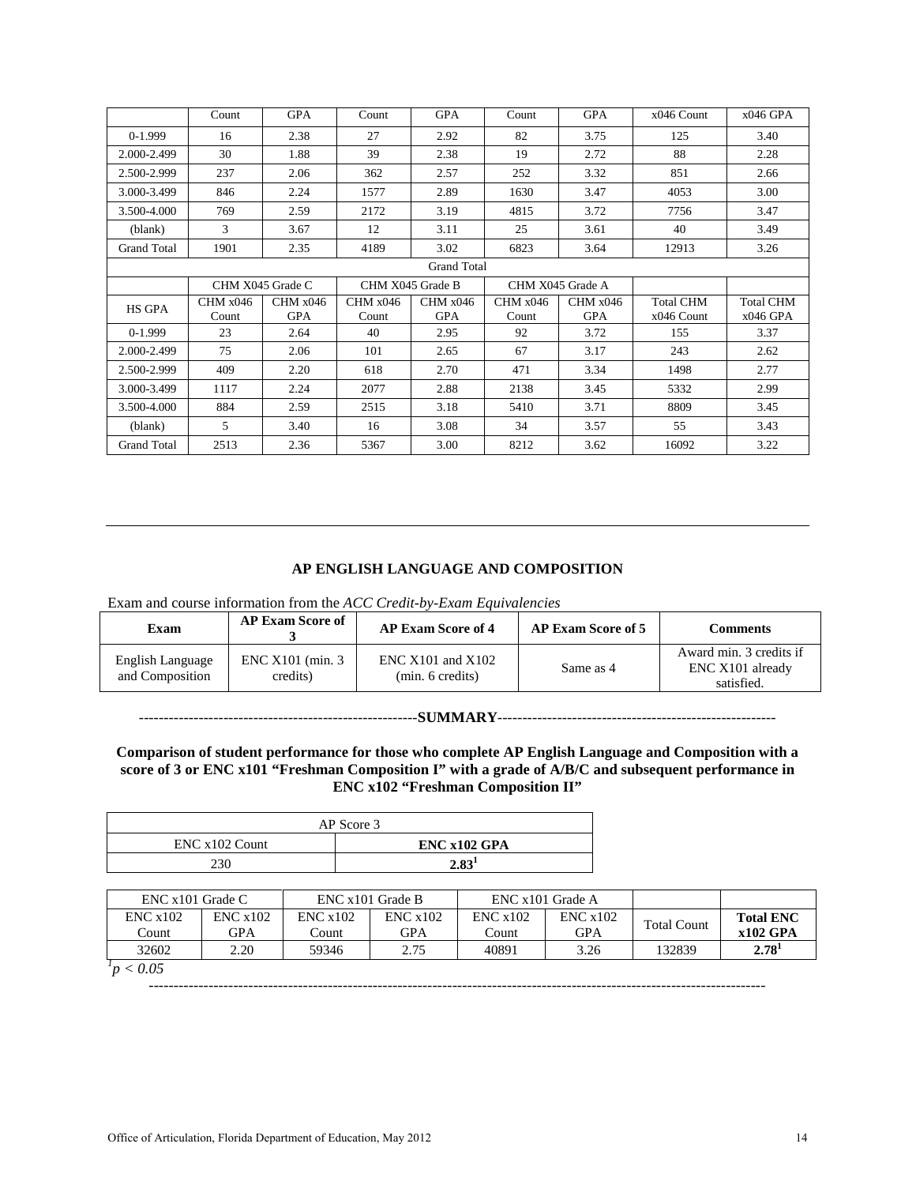| | Count | GPA | Count | GPA | Count | GPA | x046 Count | x046 GPA |
|---|---|---|---|---|---|---|---|---|
| 0-1.999 | 16 | 2.38 | 27 | 2.92 | 82 | 3.75 | 125 | 3.40 |
| 2.000-2.499 | 30 | 1.88 | 39 | 2.38 | 19 | 2.72 | 88 | 2.28 |
| 2.500-2.999 | 237 | 2.06 | 362 | 2.57 | 252 | 3.32 | 851 | 2.66 |
| 3.000-3.499 | 846 | 2.24 | 1577 | 2.89 | 1630 | 3.47 | 4053 | 3.00 |
| 3.500-4.000 | 769 | 2.59 | 2172 | 3.19 | 4815 | 3.72 | 7756 | 3.47 |
| (blank) | 3 | 3.67 | 12 | 3.11 | 25 | 3.61 | 40 | 3.49 |
| Grand Total | 1901 | 2.35 | 4189 | 3.02 | 6823 | 3.64 | 12913 | 3.26 |
| Grand Total | | | | | | | | |
| | CHM X045 Grade C | | CHM X045 Grade B | | CHM X045 Grade A | | | |
| HS GPA | CHM x046 Count | CHM x046 GPA | CHM x046 Count | CHM x046 GPA | CHM x046 Count | CHM x046 GPA | Total CHM x046 Count | Total CHM x046 GPA |
| 0-1.999 | 23 | 2.64 | 40 | 2.95 | 92 | 3.72 | 155 | 3.37 |
| 2.000-2.499 | 75 | 2.06 | 101 | 2.65 | 67 | 3.17 | 243 | 2.62 |
| 2.500-2.999 | 409 | 2.20 | 618 | 2.70 | 471 | 3.34 | 1498 | 2.77 |
| 3.000-3.499 | 1117 | 2.24 | 2077 | 2.88 | 2138 | 3.45 | 5332 | 2.99 |
| 3.500-4.000 | 884 | 2.59 | 2515 | 3.18 | 5410 | 3.71 | 8809 | 3.45 |
| (blank) | 5 | 3.40 | 16 | 3.08 | 34 | 3.57 | 55 | 3.43 |
| Grand Total | 2513 | 2.36 | 5367 | 3.00 | 8212 | 3.62 | 16092 | 3.22 |

---

## AP ENGLISH LANGUAGE AND COMPOSITION

Exam and course information from the *ACC Credit-by-Exam Equivalencies*

| Exam | AP Exam Score of 3 | AP Exam Score of 4 | AP Exam Score of 5 | Comments |
|---|---|---|---|---|
| English Language and Composition | ENC X101 (min. 3 credits) | ENC X101 and X102 (min. 6 credits) | Same as 4 | Award min. 3 credits if ENC X101 already satisfied. |

---------------------------------------------------------**SUMMARY**---------------------------------------------------------

**Comparison of student performance for those who complete AP English Language and Composition with a score of 3 or ENC x101 "Freshman Composition I" with a grade of A/B/C and subsequent performance in ENC x102 "Freshman Composition II"**

| AP Score 3 | |
|---|---|
| ENC x102 Count | **ENC x102 GPA** |
| 230 | **2.83**[1] |

| ENC x101 Grade C | | ENC x101 Grade B | | ENC x101 Grade A | | | |
|---|---|---|---|---|---|---|---|
| ENC x102 Count | ENC x102 GPA | ENC x102 Count | ENC x102 GPA | ENC x102 Count | ENC x102 GPA | Total Count | **Total ENC x102 GPA** |
| 32602 | 2.20 | 59346 | 2.75 | 40891 | 3.26 | 132839 | **2.78**[1] |

[1] $p < 0.05$

---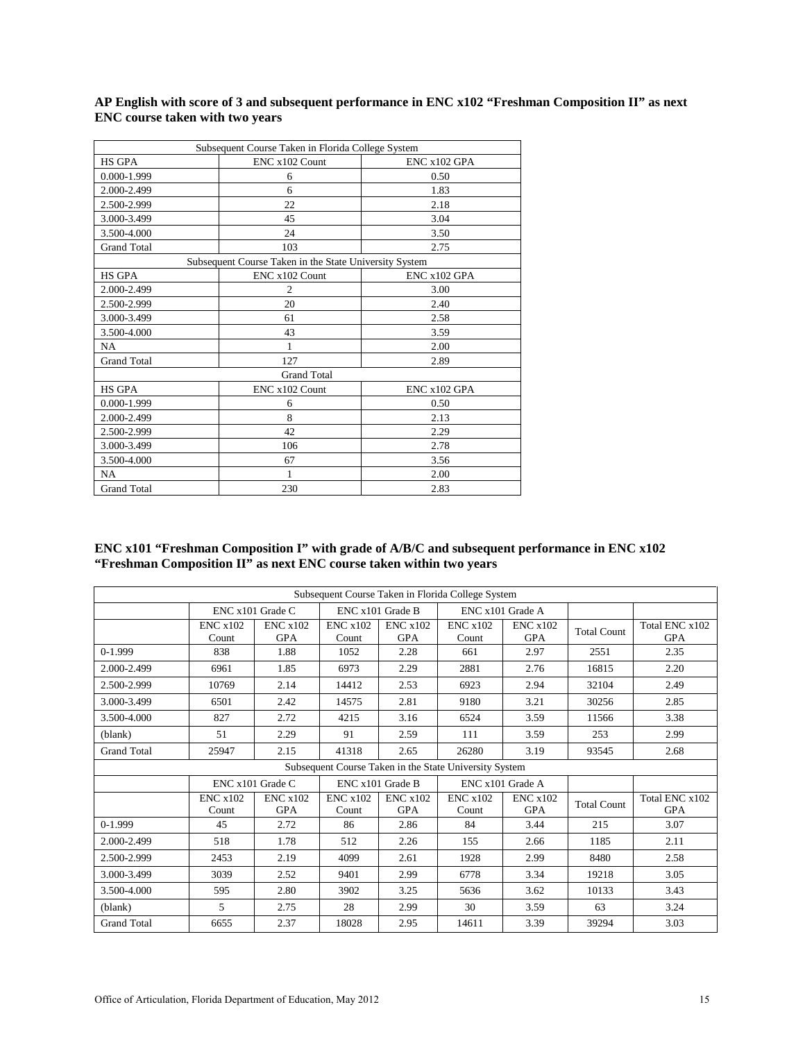**AP English with score of 3 and subsequent performance in ENC x102 "Freshman Composition II" as next ENC course taken with two years**

| Subsequent Course Taken in Florida College System | | |
|---|---|---|
| HS GPA | ENC x102 Count | ENC x102 GPA |
| 0.000-1.999 | 6 | 0.50 |
| 2.000-2.499 | 6 | 1.83 |
| 2.500-2.999 | 22 | 2.18 |
| 3.000-3.499 | 45 | 3.04 |
| 3.500-4.000 | 24 | 3.50 |
| Grand Total | 103 | 2.75 |
| Subsequent Course Taken in the State University System | | |
| HS GPA | ENC x102 Count | ENC x102 GPA |
| 2.000-2.499 | 2 | 3.00 |
| 2.500-2.999 | 20 | 2.40 |
| 3.000-3.499 | 61 | 2.58 |
| 3.500-4.000 | 43 | 3.59 |
| NA | 1 | 2.00 |
| Grand Total | 127 | 2.89 |
| Grand Total | | |
| HS GPA | ENC x102 Count | ENC x102 GPA |
| 0.000-1.999 | 6 | 0.50 |
| 2.000-2.499 | 8 | 2.13 |
| 2.500-2.999 | 42 | 2.29 |
| 3.000-3.499 | 106 | 2.78 |
| 3.500-4.000 | 67 | 3.56 |
| NA | 1 | 2.00 |
| Grand Total | 230 | 2.83 |

**ENC x101 "Freshman Composition I" with grade of A/B/C and subsequent performance in ENC x102 "Freshman Composition II" as next ENC course taken within two years**

| Subsequent Course Taken in Florida College System | | | | | | | | |
|---|---|---|---|---|---|---|---|---|
| | ENC x101 Grade C | | ENC x101 Grade B | | ENC x101 Grade A | | | |
| | ENC x102 Count | ENC x102 GPA | ENC x102 Count | ENC x102 GPA | ENC x102 Count | ENC x102 GPA | Total Count | Total ENC x102 GPA |
| 0-1.999 | 838 | 1.88 | 1052 | 2.28 | 661 | 2.97 | 2551 | 2.35 |
| 2.000-2.499 | 6961 | 1.85 | 6973 | 2.29 | 2881 | 2.76 | 16815 | 2.20 |
| 2.500-2.999 | 10769 | 2.14 | 14412 | 2.53 | 6923 | 2.94 | 32104 | 2.49 |
| 3.000-3.499 | 6501 | 2.42 | 14575 | 2.81 | 9180 | 3.21 | 30256 | 2.85 |
| 3.500-4.000 | 827 | 2.72 | 4215 | 3.16 | 6524 | 3.59 | 11566 | 3.38 |
| (blank) | 51 | 2.29 | 91 | 2.59 | 111 | 3.59 | 253 | 2.99 |
| Grand Total | 25947 | 2.15 | 41318 | 2.65 | 26280 | 3.19 | 93545 | 2.68 |
| Subsequent Course Taken in the State University System | | | | | | | | |
| | ENC x101 Grade C | | ENC x101 Grade B | | ENC x101 Grade A | | | |
| | ENC x102 Count | ENC x102 GPA | ENC x102 Count | ENC x102 GPA | ENC x102 Count | ENC x102 GPA | Total Count | Total ENC x102 GPA |
| 0-1.999 | 45 | 2.72 | 86 | 2.86 | 84 | 3.44 | 215 | 3.07 |
| 2.000-2.499 | 518 | 1.78 | 512 | 2.26 | 155 | 2.66 | 1185 | 2.11 |
| 2.500-2.999 | 2453 | 2.19 | 4099 | 2.61 | 1928 | 2.99 | 8480 | 2.58 |
| 3.000-3.499 | 3039 | 2.52 | 9401 | 2.99 | 6778 | 3.34 | 19218 | 3.05 |
| 3.500-4.000 | 595 | 2.80 | 3902 | 3.25 | 5636 | 3.62 | 10133 | 3.43 |
| (blank) | 5 | 2.75 | 28 | 2.99 | 30 | 3.59 | 63 | 3.24 |
| Grand Total | 6655 | 2.37 | 18028 | 2.95 | 14611 | 3.39 | 39294 | 3.03 |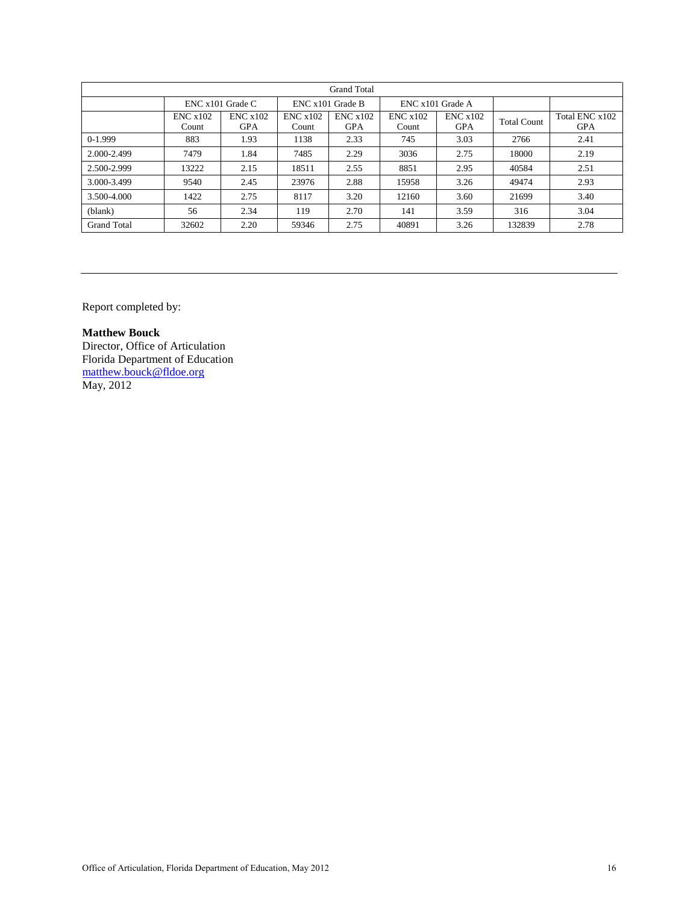| Grand Total | | | | | | | | |
|---|---|---|---|---|---|---|---|---|
| | ENC x101 Grade C | | ENC x101 Grade B | | ENC x101 Grade A | | | |
| | ENC x102 Count | ENC x102 GPA | ENC x102 Count | ENC x102 GPA | ENC x102 Count | ENC x102 GPA | Total Count | Total ENC x102 GPA |
| 0-1.999 | 883 | 1.93 | 1138 | 2.33 | 745 | 3.03 | 2766 | 2.41 |
| 2.000-2.499 | 7479 | 1.84 | 7485 | 2.29 | 3036 | 2.75 | 18000 | 2.19 |
| 2.500-2.999 | 13222 | 2.15 | 18511 | 2.55 | 8851 | 2.95 | 40584 | 2.51 |
| 3.000-3.499 | 9540 | 2.45 | 23976 | 2.88 | 15958 | 3.26 | 49474 | 2.93 |
| 3.500-4.000 | 1422 | 2.75 | 8117 | 3.20 | 12160 | 3.60 | 21699 | 3.40 |
| (blank) | 56 | 2.34 | 119 | 2.70 | 141 | 3.59 | 316 | 3.04 |
| Grand Total | 32602 | 2.20 | 59346 | 2.75 | 40891 | 3.26 | 132839 | 2.78 |

---

Report completed by:

**Matthew Bouck**
Director, Office of Articulation
Florida Department of Education
matthew.bouck@fldoe.org
May, 2012